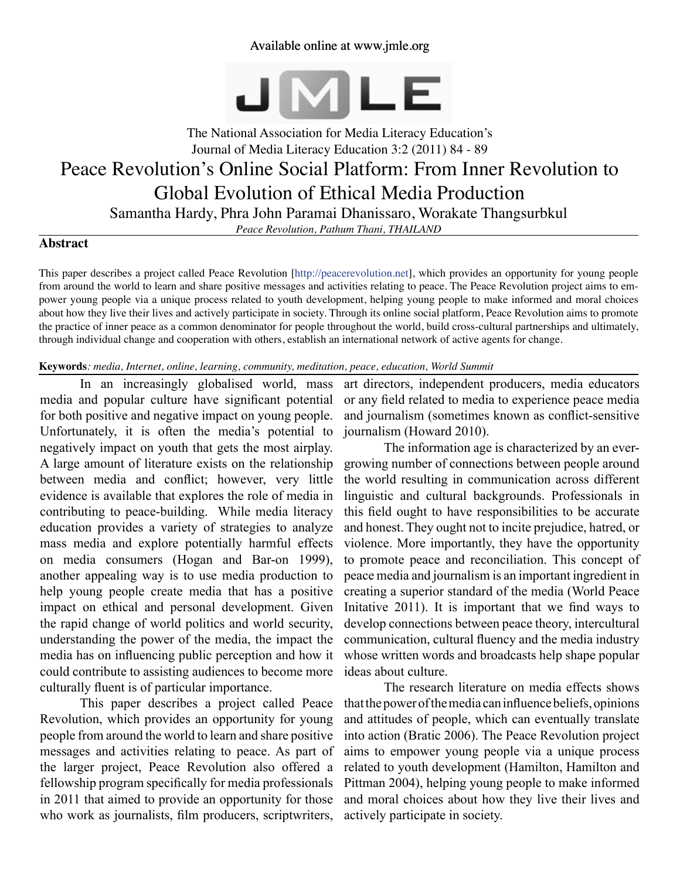Available online at www.jmle.org

The National Association for Media Literacy Education's
Journal of Media Literacy Education 3:2 (2011) 84 - 89

# Peace Revolution's Online Social Platform: From Inner Revolution to Global Evolution of Ethical Media Production

Samantha Hardy, Phra John Paramai Dhanissaro, Worakate Thangsurbkul

*Peace Revolution, Pathum Thani, THAILAND*

## Abstract

This paper describes a project called Peace Revolution [http://peacerevolution.net], which provides an opportunity for young people from around the world to learn and share positive messages and activities relating to peace. The Peace Revolution project aims to empower young people via a unique process related to youth development, helping young people to make informed and moral choices about how they live their lives and actively participate in society. Through its online social platform, Peace Revolution aims to promote the practice of inner peace as a common denominator for people throughout the world, build cross-cultural partnerships and ultimately, through individual change and cooperation with others, establish an international network of active agents for change.

**Keywords***: media, Internet, online, learning, community, meditation, peace, education, World Summit*

In an increasingly globalised world, mass media and popular culture have significant potential for both positive and negative impact on young people. Unfortunately, it is often the media's potential to negatively impact on youth that gets the most airplay. A large amount of literature exists on the relationship between media and conflict; however, very little evidence is available that explores the role of media in contributing to peace-building. While media literacy education provides a variety of strategies to analyze mass media and explore potentially harmful effects on media consumers (Hogan and Bar-on 1999), another appealing way is to use media production to help young people create media that has a positive impact on ethical and personal development. Given the rapid change of world politics and world security, understanding the power of the media, the impact the media has on influencing public perception and how it could contribute to assisting audiences to become more culturally fluent is of particular importance.

This paper describes a project called Peace Revolution, which provides an opportunity for young people from around the world to learn and share positive messages and activities relating to peace. As part of the larger project, Peace Revolution also offered a fellowship program specifically for media professionals in 2011 that aimed to provide an opportunity for those who work as journalists, film producers, scriptwriters, art directors, independent producers, media educators or any field related to media to experience peace media and journalism (sometimes known as conflict-sensitive journalism (Howard 2010).

The information age is characterized by an ever-growing number of connections between people around the world resulting in communication across different linguistic and cultural backgrounds. Professionals in this field ought to have responsibilities to be accurate and honest. They ought not to incite prejudice, hatred, or violence. More importantly, they have the opportunity to promote peace and reconciliation. This concept of peace media and journalism is an important ingredient in creating a superior standard of the media (World Peace Initative 2011). It is important that we find ways to develop connections between peace theory, intercultural communication, cultural fluency and the media industry whose written words and broadcasts help shape popular ideas about culture.

The research literature on media effects shows that the power of the media can influence beliefs, opinions and attitudes of people, which can eventually translate into action (Bratic 2006). The Peace Revolution project aims to empower young people via a unique process related to youth development (Hamilton, Hamilton and Pittman 2004), helping young people to make informed and moral choices about how they live their lives and actively participate in society.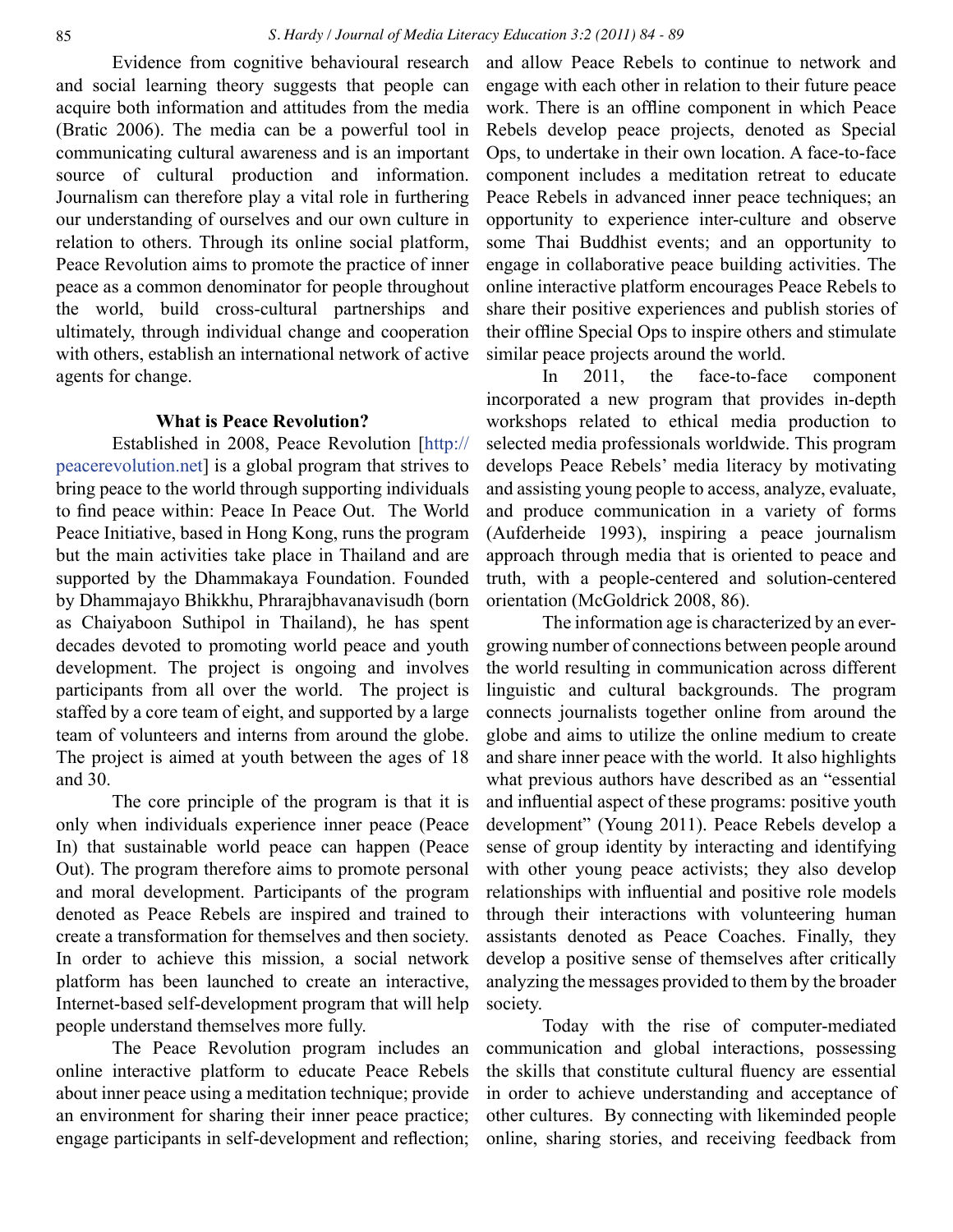Evidence from cognitive behavioural research and social learning theory suggests that people can acquire both information and attitudes from the media (Bratic 2006). The media can be a powerful tool in communicating cultural awareness and is an important source of cultural production and information. Journalism can therefore play a vital role in furthering our understanding of ourselves and our own culture in relation to others. Through its online social platform, Peace Revolution aims to promote the practice of inner peace as a common denominator for people throughout the world, build cross-cultural partnerships and ultimately, through individual change and cooperation with others, establish an international network of active agents for change.

**What is Peace Revolution?**

Established in 2008, Peace Revolution [http://peacerevolution.net] is a global program that strives to bring peace to the world through supporting individuals to find peace within: Peace In Peace Out. The World Peace Initiative, based in Hong Kong, runs the program but the main activities take place in Thailand and are supported by the Dhammakaya Foundation. Founded by Dhammajayo Bhikkhu, Phrarajbhavanavisudh (born as Chaiyaboon Suthipol in Thailand), he has spent decades devoted to promoting world peace and youth development. The project is ongoing and involves participants from all over the world. The project is staffed by a core team of eight, and supported by a large team of volunteers and interns from around the globe. The project is aimed at youth between the ages of 18 and 30.

The core principle of the program is that it is only when individuals experience inner peace (Peace In) that sustainable world peace can happen (Peace Out). The program therefore aims to promote personal and moral development. Participants of the program denoted as Peace Rebels are inspired and trained to create a transformation for themselves and then society. In order to achieve this mission, a social network platform has been launched to create an interactive, Internet-based self-development program that will help people understand themselves more fully.

The Peace Revolution program includes an online interactive platform to educate Peace Rebels about inner peace using a meditation technique; provide an environment for sharing their inner peace practice; engage participants in self-development and reflection; and allow Peace Rebels to continue to network and engage with each other in relation to their future peace work. There is an offline component in which Peace Rebels develop peace projects, denoted as Special Ops, to undertake in their own location. A face-to-face component includes a meditation retreat to educate Peace Rebels in advanced inner peace techniques; an opportunity to experience inter-culture and observe some Thai Buddhist events; and an opportunity to engage in collaborative peace building activities. The online interactive platform encourages Peace Rebels to share their positive experiences and publish stories of their offline Special Ops to inspire others and stimulate similar peace projects around the world.

In 2011, the face-to-face component incorporated a new program that provides in-depth workshops related to ethical media production to selected media professionals worldwide. This program develops Peace Rebels' media literacy by motivating and assisting young people to access, analyze, evaluate, and produce communication in a variety of forms (Aufderheide 1993), inspiring a peace journalism approach through media that is oriented to peace and truth, with a people-centered and solution-centered orientation (McGoldrick 2008, 86).

The information age is characterized by an ever-growing number of connections between people around the world resulting in communication across different linguistic and cultural backgrounds. The program connects journalists together online from around the globe and aims to utilize the online medium to create and share inner peace with the world. It also highlights what previous authors have described as an "essential and influential aspect of these programs: positive youth development" (Young 2011). Peace Rebels develop a sense of group identity by interacting and identifying with other young peace activists; they also develop relationships with influential and positive role models through their interactions with volunteering human assistants denoted as Peace Coaches. Finally, they develop a positive sense of themselves after critically analyzing the messages provided to them by the broader society.

Today with the rise of computer-mediated communication and global interactions, possessing the skills that constitute cultural fluency are essential in order to achieve understanding and acceptance of other cultures. By connecting with likeminded people online, sharing stories, and receiving feedback from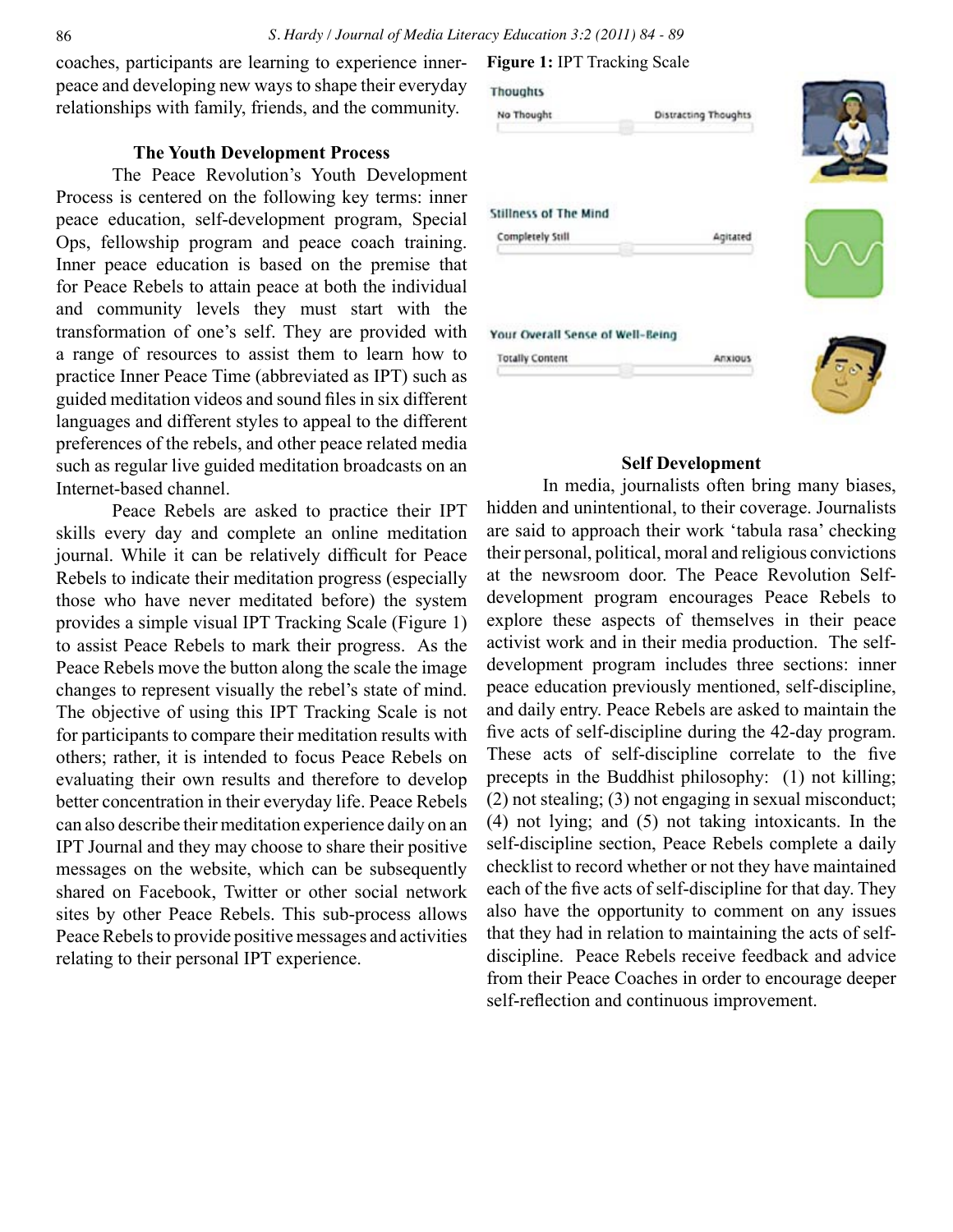coaches, participants are learning to experience inner-peace and developing new ways to shape their everyday relationships with family, friends, and the community.

### The Youth Development Process

The Peace Revolution's Youth Development Process is centered on the following key terms: inner peace education, self-development program, Special Ops, fellowship program and peace coach training. Inner peace education is based on the premise that for Peace Rebels to attain peace at both the individual and community levels they must start with the transformation of one's self. They are provided with a range of resources to assist them to learn how to practice Inner Peace Time (abbreviated as IPT) such as guided meditation videos and sound files in six different languages and different styles to appeal to the different preferences of the rebels, and other peace related media such as regular live guided meditation broadcasts on an Internet-based channel.

Peace Rebels are asked to practice their IPT skills every day and complete an online meditation journal. While it can be relatively difficult for Peace Rebels to indicate their meditation progress (especially those who have never meditated before) the system provides a simple visual IPT Tracking Scale (Figure 1) to assist Peace Rebels to mark their progress. As the Peace Rebels move the button along the scale the image changes to represent visually the rebel's state of mind. The objective of using this IPT Tracking Scale is not for participants to compare their meditation results with others; rather, it is intended to focus Peace Rebels on evaluating their own results and therefore to develop better concentration in their everyday life. Peace Rebels can also describe their meditation experience daily on an IPT Journal and they may choose to share their positive messages on the website, which can be subsequently shared on Facebook, Twitter or other social network sites by other Peace Rebels. This sub-process allows Peace Rebels to provide positive messages and activities relating to their personal IPT experience.

**Figure 1:** IPT Tracking Scale

Thoughts — No Thought / Distracting Thoughts

Stillness of The Mind — Completely Still / Agitated

Your Overall Sense of Well-Being — Totally Content / Anxious

### Self Development

In media, journalists often bring many biases, hidden and unintentional, to their coverage. Journalists are said to approach their work 'tabula rasa' checking their personal, political, moral and religious convictions at the newsroom door. The Peace Revolution Self-development program encourages Peace Rebels to explore these aspects of themselves in their peace activist work and in their media production. The self-development program includes three sections: inner peace education previously mentioned, self-discipline, and daily entry. Peace Rebels are asked to maintain the five acts of self-discipline during the 42-day program. These acts of self-discipline correlate to the five precepts in the Buddhist philosophy: (1) not killing; (2) not stealing; (3) not engaging in sexual misconduct; (4) not lying; and (5) not taking intoxicants. In the self-discipline section, Peace Rebels complete a daily checklist to record whether or not they have maintained each of the five acts of self-discipline for that day. They also have the opportunity to comment on any issues that they had in relation to maintaining the acts of self-discipline. Peace Rebels receive feedback and advice from their Peace Coaches in order to encourage deeper self-reflection and continuous improvement.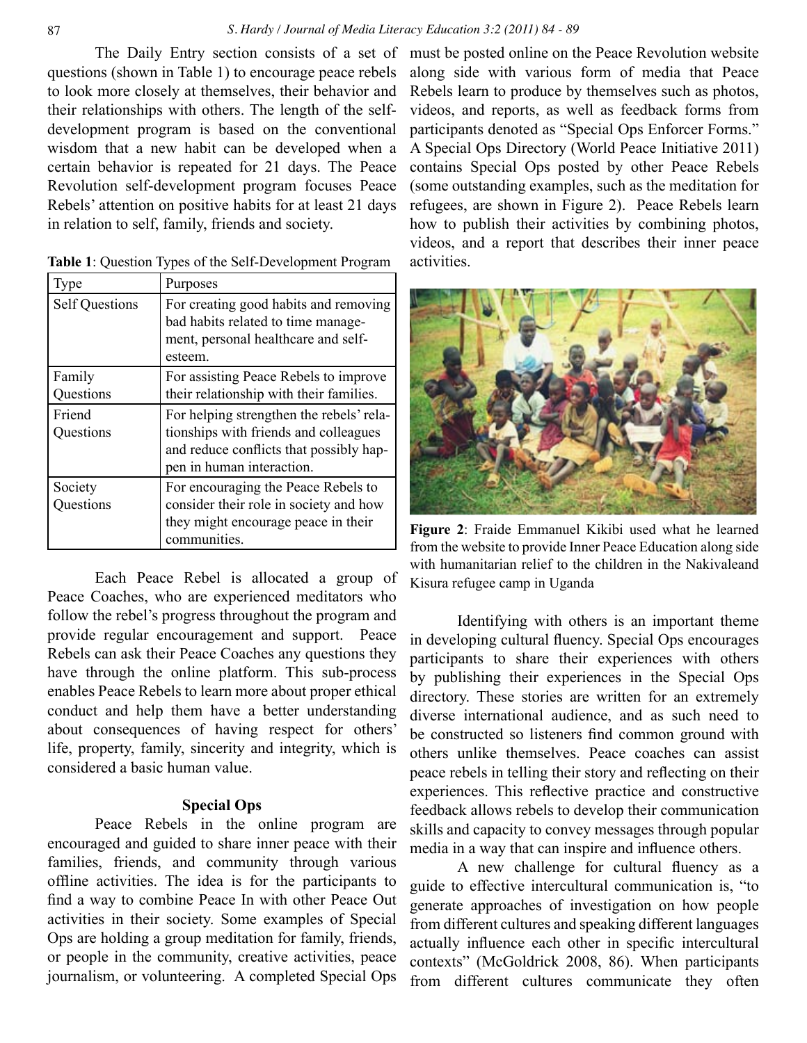The Daily Entry section consists of a set of questions (shown in Table 1) to encourage peace rebels to look more closely at themselves, their behavior and their relationships with others. The length of the self-development program is based on the conventional wisdom that a new habit can be developed when a certain behavior is repeated for 21 days. The Peace Revolution self-development program focuses Peace Rebels' attention on positive habits for at least 21 days in relation to self, family, friends and society.

**Table 1**: Question Types of the Self-Development Program

| Type | Purposes |
|---|---|
| Self Questions | For creating good habits and removing bad habits related to time management, personal healthcare and self-esteem. |
| Family Questions | For assisting Peace Rebels to improve their relationship with their families. |
| Friend Questions | For helping strengthen the rebels' relationships with friends and colleagues and reduce conflicts that possibly happen in human interaction. |
| Society Questions | For encouraging the Peace Rebels to consider their role in society and how they might encourage peace in their communities. |

Each Peace Rebel is allocated a group of Peace Coaches, who are experienced meditators who follow the rebel's progress throughout the program and provide regular encouragement and support. Peace Rebels can ask their Peace Coaches any questions they have through the online platform. This sub-process enables Peace Rebels to learn more about proper ethical conduct and help them have a better understanding about consequences of having respect for others' life, property, family, sincerity and integrity, which is considered a basic human value.

### Special Ops

Peace Rebels in the online program are encouraged and guided to share inner peace with their families, friends, and community through various offline activities. The idea is for the participants to find a way to combine Peace In with other Peace Out activities in their society. Some examples of Special Ops are holding a group meditation for family, friends, or people in the community, creative activities, peace journalism, or volunteering. A completed Special Ops must be posted online on the Peace Revolution website along side with various form of media that Peace Rebels learn to produce by themselves such as photos, videos, and reports, as well as feedback forms from participants denoted as "Special Ops Enforcer Forms." A Special Ops Directory (World Peace Initiative 2011) contains Special Ops posted by other Peace Rebels (some outstanding examples, such as the meditation for refugees, are shown in Figure 2). Peace Rebels learn how to publish their activities by combining photos, videos, and a report that describes their inner peace activities.

**Figure 2**: Fraide Emmanuel Kikibi used what he learned from the website to provide Inner Peace Education along side with humanitarian relief to the children in the Nakivaleand Kisura refugee camp in Uganda

Identifying with others is an important theme in developing cultural fluency. Special Ops encourages participants to share their experiences with others by publishing their experiences in the Special Ops directory. These stories are written for an extremely diverse international audience, and as such need to be constructed so listeners find common ground with others unlike themselves. Peace coaches can assist peace rebels in telling their story and reflecting on their experiences. This reflective practice and constructive feedback allows rebels to develop their communication skills and capacity to convey messages through popular media in a way that can inspire and influence others.

A new challenge for cultural fluency as a guide to effective intercultural communication is, "to generate approaches of investigation on how people from different cultures and speaking different languages actually influence each other in specific intercultural contexts" (McGoldrick 2008, 86). When participants from different cultures communicate they often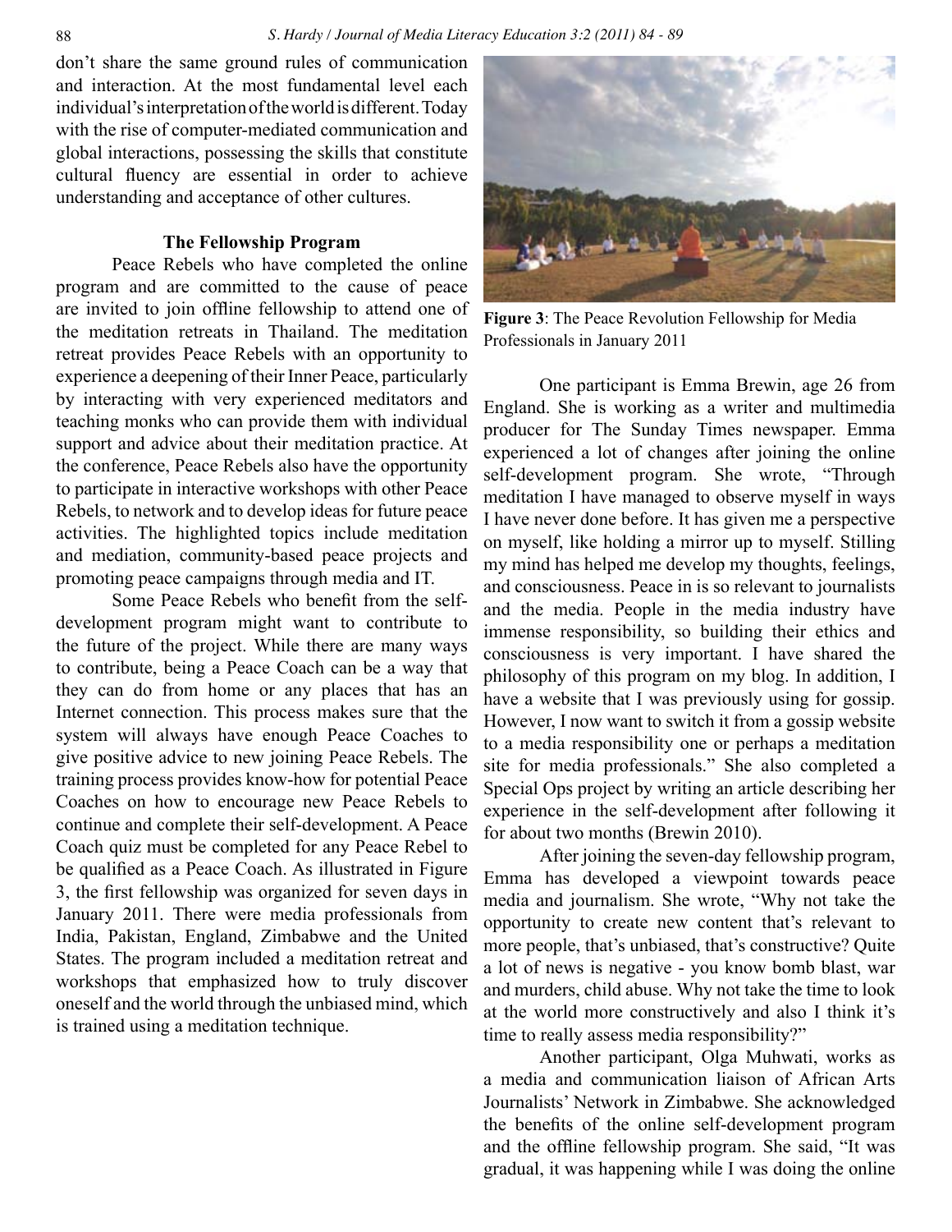don't share the same ground rules of communication and interaction. At the most fundamental level each individual's interpretation of the world is different. Today with the rise of computer-mediated communication and global interactions, possessing the skills that constitute cultural fluency are essential in order to achieve understanding and acceptance of other cultures.

### The Fellowship Program

Peace Rebels who have completed the online program and are committed to the cause of peace are invited to join offline fellowship to attend one of the meditation retreats in Thailand. The meditation retreat provides Peace Rebels with an opportunity to experience a deepening of their Inner Peace, particularly by interacting with very experienced meditators and teaching monks who can provide them with individual support and advice about their meditation practice. At the conference, Peace Rebels also have the opportunity to participate in interactive workshops with other Peace Rebels, to network and to develop ideas for future peace activities. The highlighted topics include meditation and mediation, community-based peace projects and promoting peace campaigns through media and IT.

Some Peace Rebels who benefit from the self-development program might want to contribute to the future of the project. While there are many ways to contribute, being a Peace Coach can be a way that they can do from home or any places that has an Internet connection. This process makes sure that the system will always have enough Peace Coaches to give positive advice to new joining Peace Rebels. The training process provides know-how for potential Peace Coaches on how to encourage new Peace Rebels to continue and complete their self-development. A Peace Coach quiz must be completed for any Peace Rebel to be qualified as a Peace Coach. As illustrated in Figure 3, the first fellowship was organized for seven days in January 2011. There were media professionals from India, Pakistan, England, Zimbabwe and the United States. The program included a meditation retreat and workshops that emphasized how to truly discover oneself and the world through the unbiased mind, which is trained using a meditation technique.

**Figure 3**: The Peace Revolution Fellowship for Media Professionals in January 2011

One participant is Emma Brewin, age 26 from England. She is working as a writer and multimedia producer for The Sunday Times newspaper. Emma experienced a lot of changes after joining the online self-development program. She wrote, "Through meditation I have managed to observe myself in ways I have never done before. It has given me a perspective on myself, like holding a mirror up to myself. Stilling my mind has helped me develop my thoughts, feelings, and consciousness. Peace in is so relevant to journalists and the media. People in the media industry have immense responsibility, so building their ethics and consciousness is very important. I have shared the philosophy of this program on my blog. In addition, I have a website that I was previously using for gossip. However, I now want to switch it from a gossip website to a media responsibility one or perhaps a meditation site for media professionals." She also completed a Special Ops project by writing an article describing her experience in the self-development after following it for about two months (Brewin 2010).

After joining the seven-day fellowship program, Emma has developed a viewpoint towards peace media and journalism. She wrote, "Why not take the opportunity to create new content that's relevant to more people, that's unbiased, that's constructive? Quite a lot of news is negative - you know bomb blast, war and murders, child abuse. Why not take the time to look at the world more constructively and also I think it's time to really assess media responsibility?"

Another participant, Olga Muhwati, works as a media and communication liaison of African Arts Journalists' Network in Zimbabwe. She acknowledged the benefits of the online self-development program and the offline fellowship program. She said, "It was gradual, it was happening while I was doing the online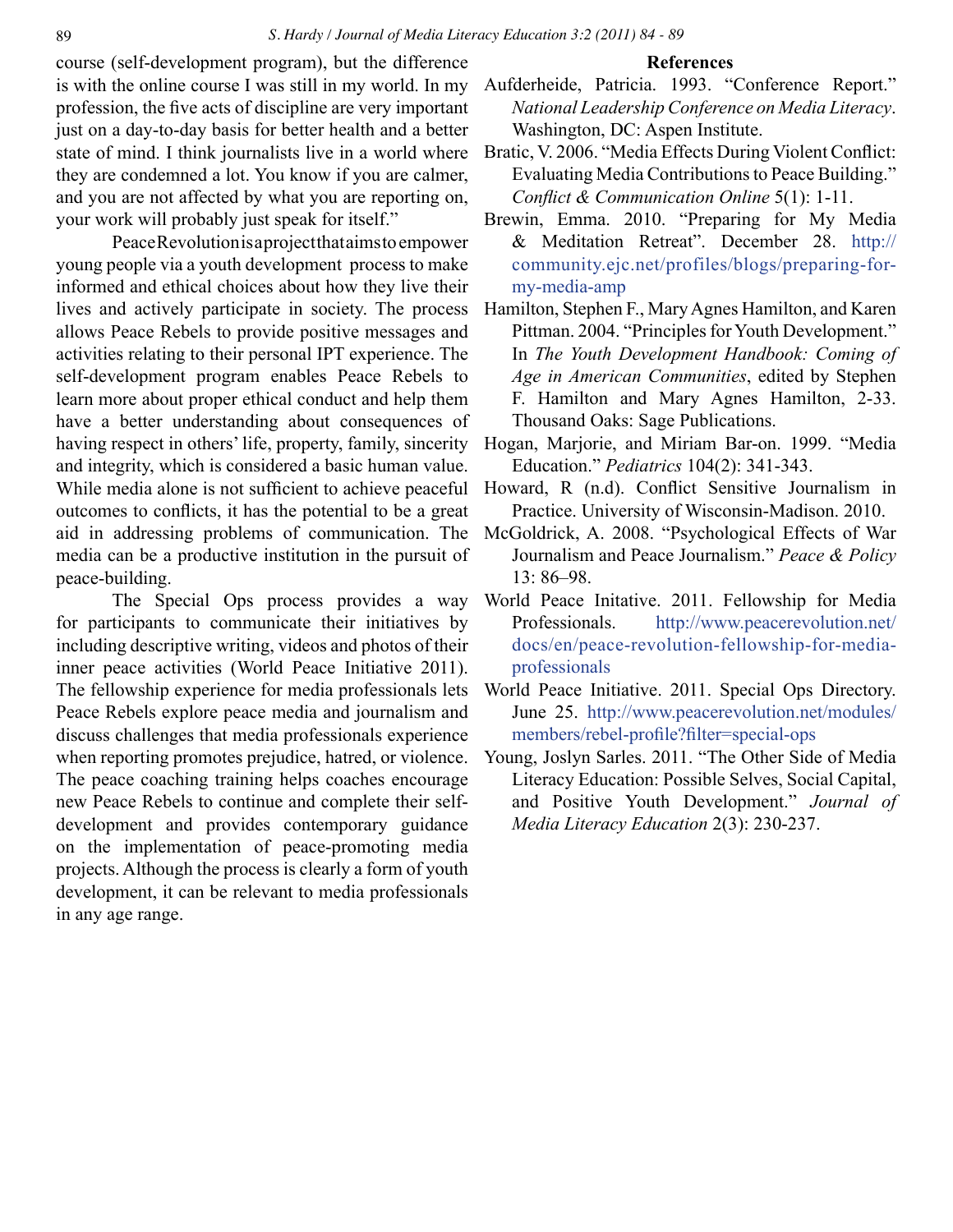course (self-development program), but the difference is with the online course I was still in my world. In my profession, the five acts of discipline are very important just on a day-to-day basis for better health and a better state of mind. I think journalists live in a world where they are condemned a lot. You know if you are calmer, and you are not affected by what you are reporting on, your work will probably just speak for itself."

Peace Revolution is a project that aims to empower young people via a youth development process to make informed and ethical choices about how they live their lives and actively participate in society. The process allows Peace Rebels to provide positive messages and activities relating to their personal IPT experience. The self-development program enables Peace Rebels to learn more about proper ethical conduct and help them have a better understanding about consequences of having respect in others' life, property, family, sincerity and integrity, which is considered a basic human value. While media alone is not sufficient to achieve peaceful outcomes to conflicts, it has the potential to be a great aid in addressing problems of communication. The media can be a productive institution in the pursuit of peace-building.

The Special Ops process provides a way for participants to communicate their initiatives by including descriptive writing, videos and photos of their inner peace activities (World Peace Initiative 2011). The fellowship experience for media professionals lets Peace Rebels explore peace media and journalism and discuss challenges that media professionals experience when reporting promotes prejudice, hatred, or violence. The peace coaching training helps coaches encourage new Peace Rebels to continue and complete their self-development and provides contemporary guidance on the implementation of peace-promoting media projects. Although the process is clearly a form of youth development, it can be relevant to media professionals in any age range.

## References

Aufderheide, Patricia. 1993. "Conference Report." *National Leadership Conference on Media Literacy*. Washington, DC: Aspen Institute.

Bratic, V. 2006. "Media Effects During Violent Conflict: Evaluating Media Contributions to Peace Building." *Conflict & Communication Online* 5(1): 1-11.

Brewin, Emma. 2010. "Preparing for My Media & Meditation Retreat". December 28. http://community.ejc.net/profiles/blogs/preparing-for-my-media-amp

Hamilton, Stephen F., Mary Agnes Hamilton, and Karen Pittman. 2004. "Principles for Youth Development." In *The Youth Development Handbook: Coming of Age in American Communities*, edited by Stephen F. Hamilton and Mary Agnes Hamilton, 2-33. Thousand Oaks: Sage Publications.

Hogan, Marjorie, and Miriam Bar-on. 1999. "Media Education." *Pediatrics* 104(2): 341-343.

Howard, R (n.d). Conflict Sensitive Journalism in Practice. University of Wisconsin-Madison. 2010.

McGoldrick, A. 2008. "Psychological Effects of War Journalism and Peace Journalism." *Peace & Policy* 13: 86–98.

World Peace Initative. 2011. Fellowship for Media Professionals. http://www.peacerevolution.net/docs/en/peace-revolution-fellowship-for-media-professionals

World Peace Initiative. 2011. Special Ops Directory. June 25. http://www.peacerevolution.net/modules/members/rebel-profile?filter=special-ops

Young, Joslyn Sarles. 2011. "The Other Side of Media Literacy Education: Possible Selves, Social Capital, and Positive Youth Development." *Journal of Media Literacy Education* 2(3): 230-237.